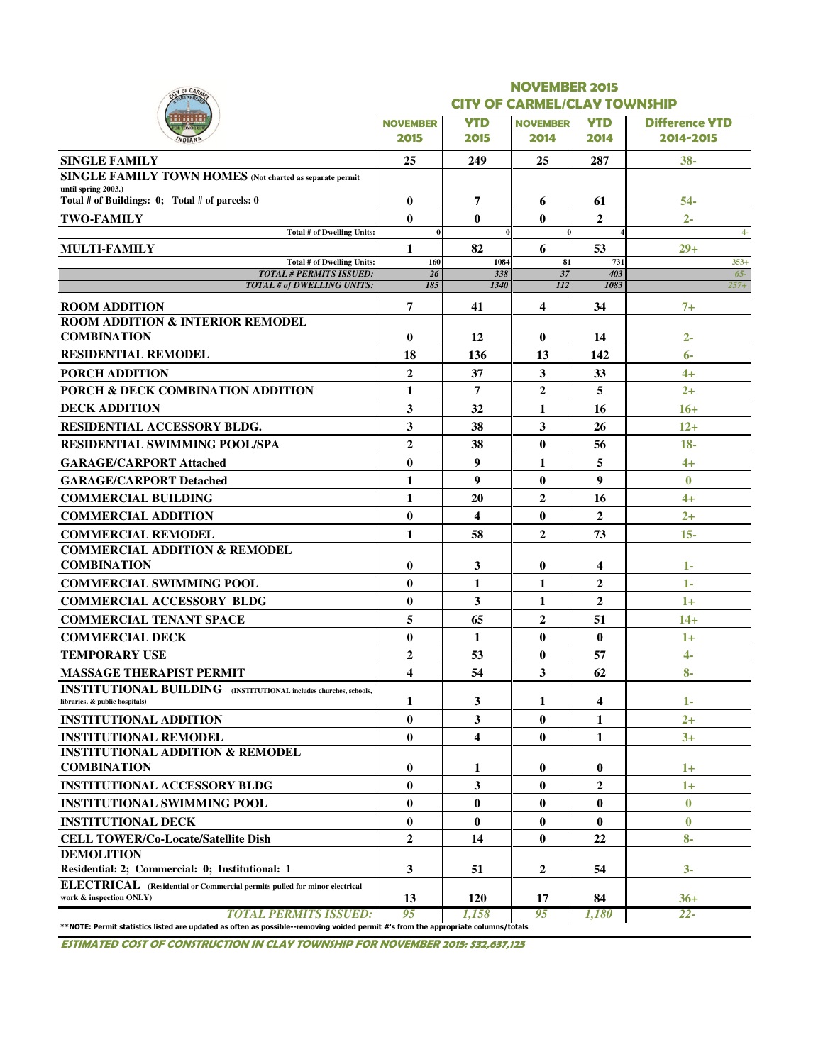## NOVEMBER 2015
## CITY OF CARMEL/CLAY TOWNSHIP

| | NOVEMBER 2015 | YTD 2015 | NOVEMBER 2014 | YTD 2014 | Difference YTD 2014-2015 |
|---|---|---|---|---|---|
| **SINGLE FAMILY** | 25 | 249 | 25 | 287 | 38- |
| **SINGLE FAMILY TOWN HOMES** (Not charted as separate permit until spring 2003.) Total # of Buildings: 0; Total # of parcels: 0 | 0 | 7 | 6 | 61 | 54- |
| **TWO-FAMILY** | 0 | 0 | 0 | 2 | 2- |
| Total # of Dwelling Units: | 0 | 0 | 0 | 4 | 4- |
| **MULTI-FAMILY** | 1 | 82 | 6 | 53 | 29+ |
| Total # of Dwelling Units: | 160 | 1084 | 81 | 731 | 353+ |
| *TOTAL # PERMITS ISSUED:* | *26* | *338* | *37* | *403* | *65-* |
| *TOTAL # of DWELLING UNITS:* | *185* | *1340* | *112* | *1083* | *257+* |
| **ROOM ADDITION** | 7 | 41 | 4 | 34 | 7+ |
| **ROOM ADDITION & INTERIOR REMODEL COMBINATION** | 0 | 12 | 0 | 14 | 2- |
| **RESIDENTIAL REMODEL** | 18 | 136 | 13 | 142 | 6- |
| **PORCH ADDITION** | 2 | 37 | 3 | 33 | 4+ |
| **PORCH & DECK COMBINATION ADDITION** | 1 | 7 | 2 | 5 | 2+ |
| **DECK ADDITION** | 3 | 32 | 1 | 16 | 16+ |
| **RESIDENTIAL ACCESSORY BLDG.** | 3 | 38 | 3 | 26 | 12+ |
| **RESIDENTIAL SWIMMING POOL/SPA** | 2 | 38 | 0 | 56 | 18- |
| **GARAGE/CARPORT Attached** | 0 | 9 | 1 | 5 | 4+ |
| **GARAGE/CARPORT Detached** | 1 | 9 | 0 | 9 | 0 |
| **COMMERCIAL BUILDING** | 1 | 20 | 2 | 16 | 4+ |
| **COMMERCIAL ADDITION** | 0 | 4 | 0 | 2 | 2+ |
| **COMMERCIAL REMODEL** | 1 | 58 | 2 | 73 | 15- |
| **COMMERCIAL ADDITION & REMODEL COMBINATION** | 0 | 3 | 0 | 4 | 1- |
| **COMMERCIAL SWIMMING POOL** | 0 | 1 | 1 | 2 | 1- |
| **COMMERCIAL ACCESSORY BLDG** | 0 | 3 | 1 | 2 | 1+ |
| **COMMERCIAL TENANT SPACE** | 5 | 65 | 2 | 51 | 14+ |
| **COMMERCIAL DECK** | 0 | 1 | 0 | 0 | 1+ |
| **TEMPORARY USE** | 2 | 53 | 0 | 57 | 4- |
| **MASSAGE THERAPIST PERMIT** | 4 | 54 | 3 | 62 | 8- |
| **INSTITUTIONAL BUILDING** (INSTITUTIONAL includes churches, schools, libraries, & public hospitals) | 1 | 3 | 1 | 4 | 1- |
| **INSTITUTIONAL ADDITION** | 0 | 3 | 0 | 1 | 2+ |
| **INSTITUTIONAL REMODEL** | 0 | 4 | 0 | 1 | 3+ |
| **INSTITUTIONAL ADDITION & REMODEL COMBINATION** | 0 | 1 | 0 | 0 | 1+ |
| **INSTITUTIONAL ACCESSORY BLDG** | 0 | 3 | 0 | 2 | 1+ |
| **INSTITUTIONAL SWIMMING POOL** | 0 | 0 | 0 | 0 | 0 |
| **INSTITUTIONAL DECK** | 0 | 0 | 0 | 0 | 0 |
| **CELL TOWER/Co-Locate/Satellite Dish** | 2 | 14 | 0 | 22 | 8- |
| **DEMOLITION** Residential: 2; Commercial: 0; Institutional: 1 | 3 | 51 | 2 | 54 | 3- |
| **ELECTRICAL** (Residential or Commercial permits pulled for minor electrical work & inspection ONLY) | 13 | 120 | 17 | 84 | 36+ |
| *TOTAL PERMITS ISSUED:* | *95* | *1,158* | *95* | *1,180* | *22-* |

**NOTE: Permit statistics listed are updated as often as possible--removing voided permit #'s from the appropriate columns/totals.

***ESTIMATED COST OF CONSTRUCTION IN CLAY TOWNSHIP FOR NOVEMBER 2015: $32,637,125***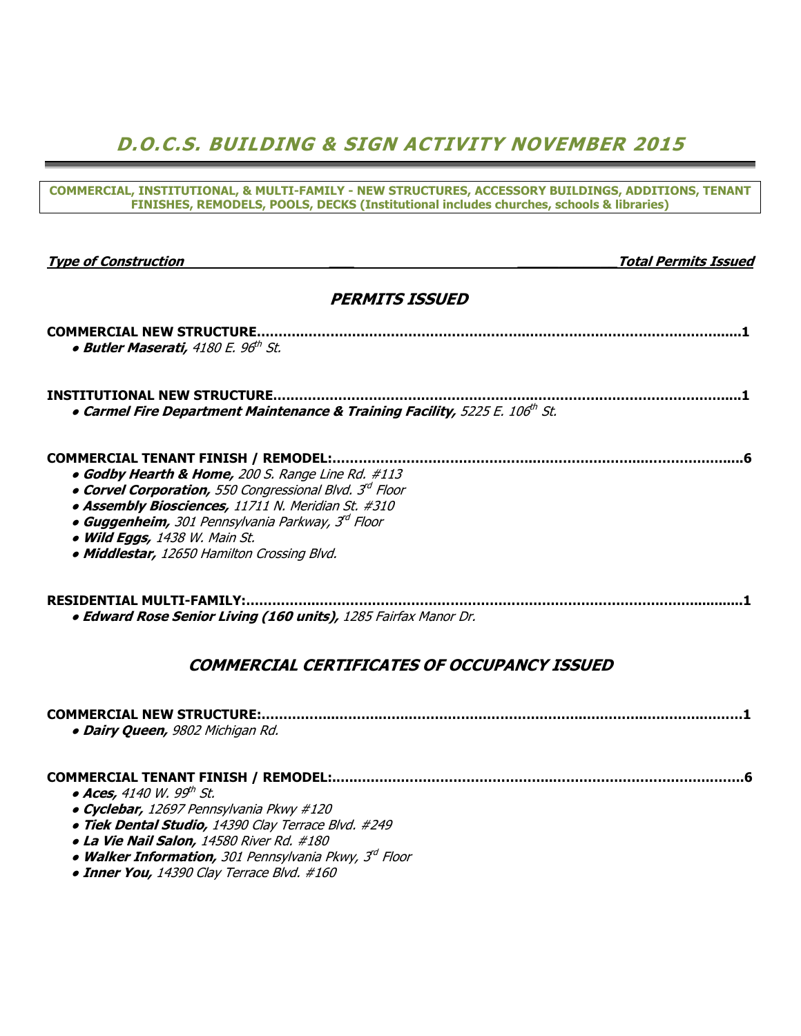# *D.O.C.S. BUILDING & SIGN ACTIVITY NOVEMBER 2015*

**COMMERCIAL, INSTITUTIONAL, & MULTI-FAMILY - NEW STRUCTURES, ACCESSORY BUILDINGS, ADDITIONS, TENANT FINISHES, REMODELS, POOLS, DECKS (Institutional includes churches, schools & libraries)**

***Type of Construction*** — ***Total Permits Issued***

## *PERMITS ISSUED*

**COMMERCIAL NEW STRUCTURE**.....................................................................................................**1**

- ***Butler Maserati,*** *4180 E. 96th St.*

**INSTITUTIONAL NEW STRUCTURE**................................................................................................**1**

- ***Carmel Fire Department Maintenance & Training Facility,*** *5225 E. 106th St.*

**COMMERCIAL TENANT FINISH / REMODEL:**.....................................................................................**6**

- ***Godby Hearth & Home,*** *200 S. Range Line Rd. #113*
- ***Corvel Corporation,*** *550 Congressional Blvd. 3rd Floor*
- ***Assembly Biosciences,*** *11711 N. Meridian St. #310*
- ***Guggenheim,*** *301 Pennsylvania Parkway, 3rd Floor*
- ***Wild Eggs,*** *1438 W. Main St.*
- ***Middlestar,*** *12650 Hamilton Crossing Blvd.*

**RESIDENTIAL MULTI-FAMILY:**.........................................................................................................**1**

- ***Edward Rose Senior Living (160 units),*** *1285 Fairfax Manor Dr.*

## *COMMERCIAL CERTIFICATES OF OCCUPANCY ISSUED*

**COMMERCIAL NEW STRUCTURE:**....................................................................................................**1**

- ***Dairy Queen,*** *9802 Michigan Rd.*

**COMMERCIAL TENANT FINISH / REMODEL:**.....................................................................................**6**

- ***Aces,*** *4140 W. 99th St.*
- ***Cyclebar,*** *12697 Pennsylvania Pkwy #120*
- ***Tiek Dental Studio,*** *14390 Clay Terrace Blvd. #249*
- ***La Vie Nail Salon,*** *14580 River Rd. #180*
- ***Walker Information,*** *301 Pennsylvania Pkwy, 3rd Floor*
- ***Inner You,*** *14390 Clay Terrace Blvd. #160*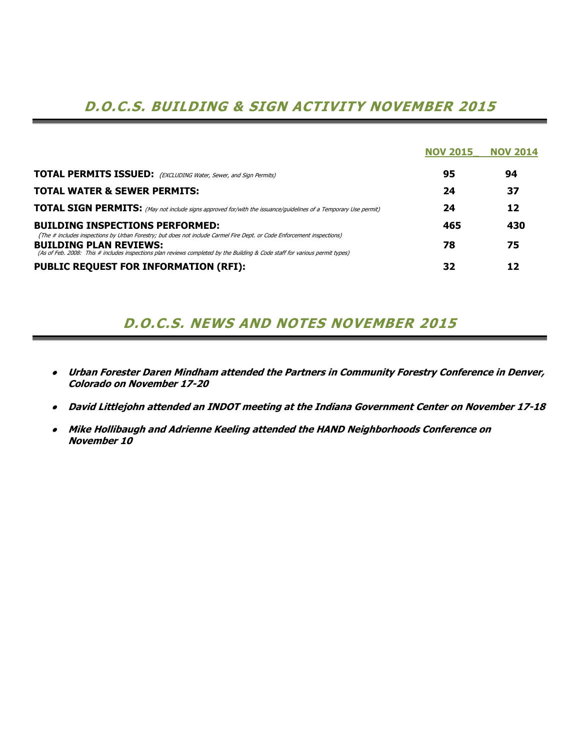## *D.O.C.S. BUILDING & SIGN ACTIVITY NOVEMBER 2015*

| | NOV 2015_ | NOV 2014 |
|---|---|---|
| **TOTAL PERMITS ISSUED:** *(EXCLUDING Water, Sewer, and Sign Permits)* | **95** | **94** |
| **TOTAL WATER & SEWER PERMITS:** | **24** | **37** |
| **TOTAL SIGN PERMITS:** *(May not include signs approved for/with the issuance/guidelines of a Temporary Use permit)* | **24** | **12** |
| **BUILDING INSPECTIONS PERFORMED:** *(The # includes inspections by Urban Forestry; but does not include Carmel Fire Dept. or Code Enforcement inspections)* | **465** | **430** |
| **BUILDING PLAN REVIEWS:** *(As of Feb. 2008: This # includes inspections plan reviews completed by the Building & Code staff for various permit types)* | **78** | **75** |
| **PUBLIC REQUEST FOR INFORMATION (RFI):** | **32** | **12** |

## *D.O.C.S. NEWS AND NOTES NOVEMBER 2015*

- ***Urban Forester Daren Mindham attended the Partners in Community Forestry Conference in Denver, Colorado on November 17-20***
- ***David Littlejohn attended an INDOT meeting at the Indiana Government Center on November 17-18***
- ***Mike Hollibaugh and Adrienne Keeling attended the HAND Neighborhoods Conference on November 10***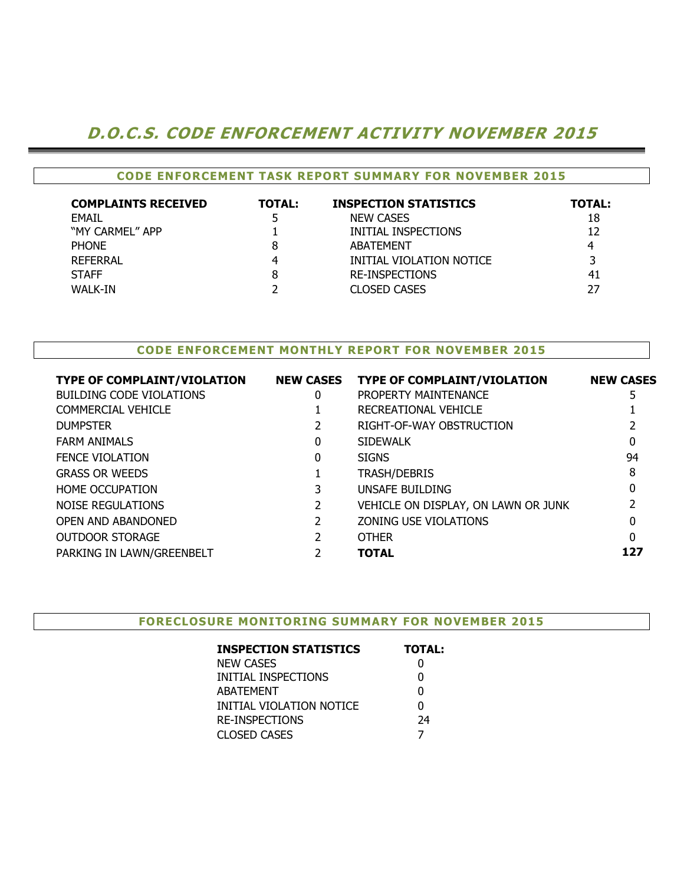# D.O.C.S. CODE ENFORCEMENT ACTIVITY NOVEMBER 2015

## CODE ENFORCEMENT TASK REPORT SUMMARY FOR NOVEMBER 2015

| COMPLAINTS RECEIVED | TOTAL: | INSPECTION STATISTICS | TOTAL: |
|---|---|---|---|
| EMAIL | 5 | NEW CASES | 18 |
| "MY CARMEL" APP | 1 | INITIAL INSPECTIONS | 12 |
| PHONE | 8 | ABATEMENT | 4 |
| REFERRAL | 4 | INITIAL VIOLATION NOTICE | 3 |
| STAFF | 8 | RE-INSPECTIONS | 41 |
| WALK-IN | 2 | CLOSED CASES | 27 |

## CODE ENFORCEMENT MONTHLY REPORT FOR NOVEMBER 2015

| TYPE OF COMPLAINT/VIOLATION | NEW CASES | TYPE OF COMPLAINT/VIOLATION | NEW CASES |
|---|---|---|---|
| BUILDING CODE VIOLATIONS | 0 | PROPERTY MAINTENANCE | 5 |
| COMMERCIAL VEHICLE | 1 | RECREATIONAL VEHICLE | 1 |
| DUMPSTER | 2 | RIGHT-OF-WAY OBSTRUCTION | 2 |
| FARM ANIMALS | 0 | SIDEWALK | 0 |
| FENCE VIOLATION | 0 | SIGNS | 94 |
| GRASS OR WEEDS | 1 | TRASH/DEBRIS | 8 |
| HOME OCCUPATION | 3 | UNSAFE BUILDING | 0 |
| NOISE REGULATIONS | 2 | VEHICLE ON DISPLAY, ON LAWN OR JUNK | 2 |
| OPEN AND ABANDONED | 2 | ZONING USE VIOLATIONS | 0 |
| OUTDOOR STORAGE | 2 | OTHER | 0 |
| PARKING IN LAWN/GREENBELT | 2 | **TOTAL** | **127** |

## FORECLOSURE MONITORING SUMMARY FOR NOVEMBER 2015

| INSPECTION STATISTICS | TOTAL: |
|---|---|
| NEW CASES | 0 |
| INITIAL INSPECTIONS | 0 |
| ABATEMENT | 0 |
| INITIAL VIOLATION NOTICE | 0 |
| RE-INSPECTIONS | 24 |
| CLOSED CASES | 7 |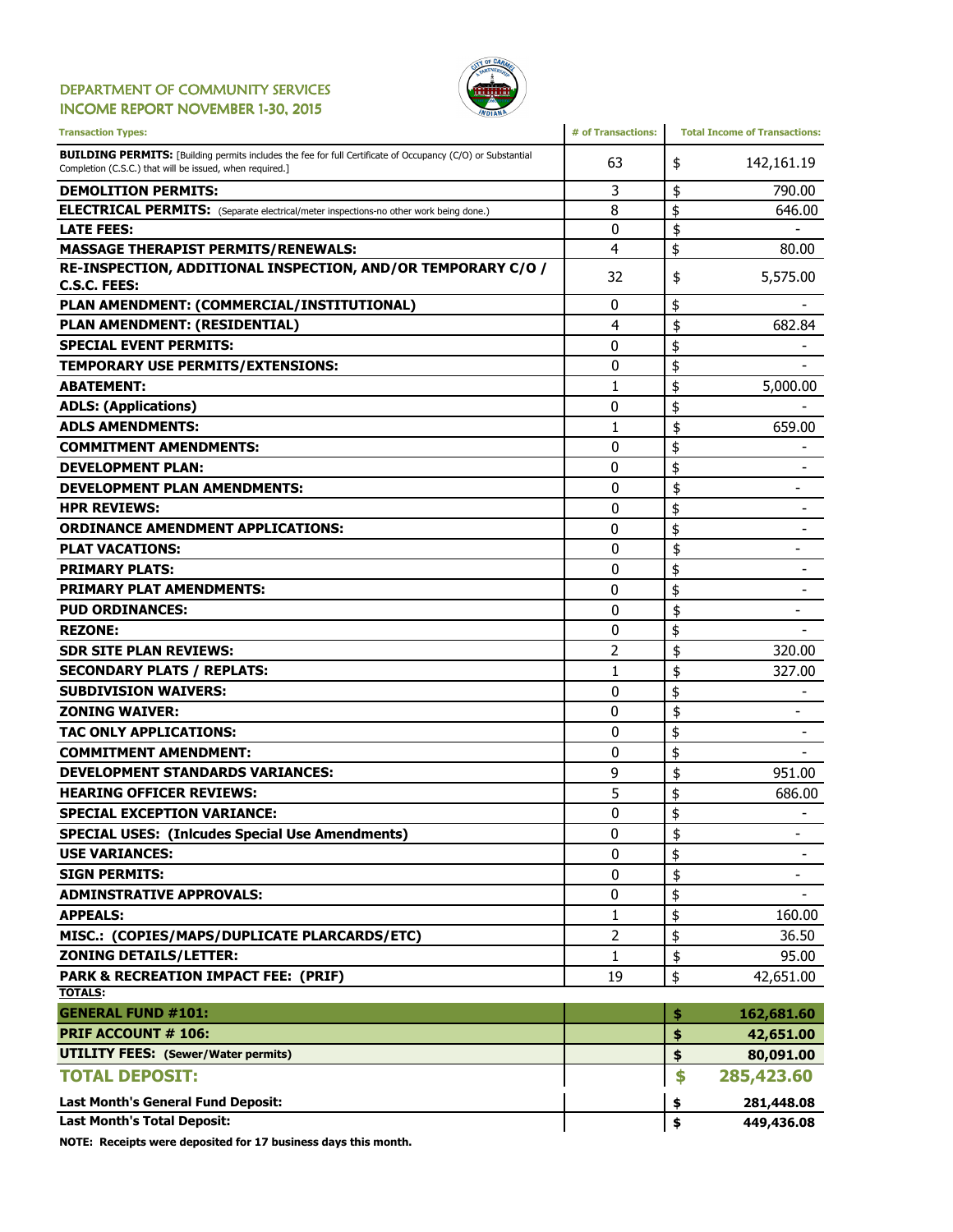# DEPARTMENT OF COMMUNITY SERVICES
## INCOME REPORT NOVEMBER 1-30, 2015

| Transaction Types: | # of Transactions: | Total Income of Transactions: |
|---|---|---|
| **BUILDING PERMITS:** [Building permits includes the fee for full Certificate of Occupancy (C/O) or Substantial Completion (C.S.C.) that will be issued, when required.] | 63 | $ 142,161.19 |
| **DEMOLITION PERMITS:** | 3 | $ 790.00 |
| **ELECTRICAL PERMITS:** (Separate electrical/meter inspections-no other work being done.) | 8 | $ 646.00 |
| **LATE FEES:** | 0 | $ - |
| **MASSAGE THERAPIST PERMITS/RENEWALS:** | 4 | $ 80.00 |
| **RE-INSPECTION, ADDITIONAL INSPECTION, AND/OR TEMPORARY C/O / C.S.C. FEES:** | 32 | $ 5,575.00 |
| **PLAN AMENDMENT: (COMMERCIAL/INSTITUTIONAL)** | 0 | $ - |
| **PLAN AMENDMENT: (RESIDENTIAL)** | 4 | $ 682.84 |
| **SPECIAL EVENT PERMITS:** | 0 | $ - |
| **TEMPORARY USE PERMITS/EXTENSIONS:** | 0 | $ - |
| **ABATEMENT:** | 1 | $ 5,000.00 |
| **ADLS: (Applications)** | 0 | $ - |
| **ADLS AMENDMENTS:** | 1 | $ 659.00 |
| **COMMITMENT AMENDMENTS:** | 0 | $ - |
| **DEVELOPMENT PLAN:** | 0 | $ - |
| **DEVELOPMENT PLAN AMENDMENTS:** | 0 | $ - |
| **HPR REVIEWS:** | 0 | $ - |
| **ORDINANCE AMENDMENT APPLICATIONS:** | 0 | $ - |
| **PLAT VACATIONS:** | 0 | $ - |
| **PRIMARY PLATS:** | 0 | $ - |
| **PRIMARY PLAT AMENDMENTS:** | 0 | $ - |
| **PUD ORDINANCES:** | 0 | $ - |
| **REZONE:** | 0 | $ - |
| **SDR SITE PLAN REVIEWS:** | 2 | $ 320.00 |
| **SECONDARY PLATS / REPLATS:** | 1 | $ 327.00 |
| **SUBDIVISION WAIVERS:** | 0 | $ - |
| **ZONING WAIVER:** | 0 | $ - |
| **TAC ONLY APPLICATIONS:** | 0 | $ - |
| **COMMITMENT AMENDMENT:** | 0 | $ - |
| **DEVELOPMENT STANDARDS VARIANCES:** | 9 | $ 951.00 |
| **HEARING OFFICER REVIEWS:** | 5 | $ 686.00 |
| **SPECIAL EXCEPTION VARIANCE:** | 0 | $ - |
| **SPECIAL USES: (Inlcudes Special Use Amendments)** | 0 | $ - |
| **USE VARIANCES:** | 0 | $ - |
| **SIGN PERMITS:** | 0 | $ - |
| **ADMINSTRATIVE APPROVALS:** | 0 | $ - |
| **APPEALS:** | 1 | $ 160.00 |
| **MISC.: (COPIES/MAPS/DUPLICATE PLARCARDS/ETC)** | 2 | $ 36.50 |
| **ZONING DETAILS/LETTER:** | 1 | $ 95.00 |
| **PARK & RECREATION IMPACT FEE: (PRIF)** | 19 | $ 42,651.00 |
| **TOTALS:** | | |
| **GENERAL FUND #101:** | | **$ 162,681.60** |
| **PRIF ACCOUNT # 106:** | | **$ 42,651.00** |
| **UTILITY FEES: (Sewer/Water permits)** | | **$ 80,091.00** |
| **TOTAL DEPOSIT:** | | **$ 285,423.60** |
| **Last Month's General Fund Deposit:** | | **$ 281,448.08** |
| **Last Month's Total Deposit:** | | **$ 449,436.08** |

**NOTE: Receipts were deposited for 17 business days this month.**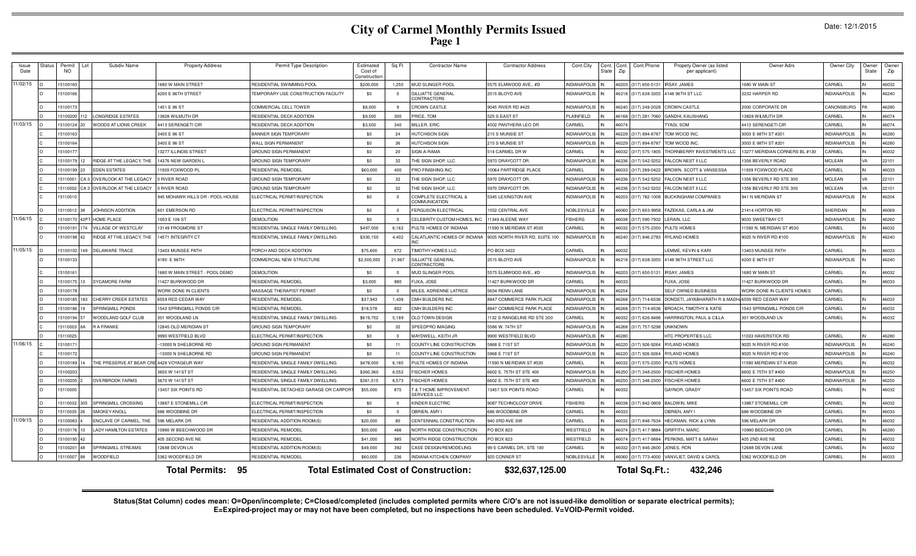# City of Carmel Monthly Permits Issued

## Page 1

Date: 12/1/2015

| Issue Date | Status | Permit NO | Lot | Subdiv Name | Property Address | Permit Type Description | Estimated Cost of Construction | Sq Ft | Contractor Name | Contractor Address | Cont.City | Cont. State | Cont. Zip | Cont.Phone | Propety Owner (as listed per applicant) | Owner Adrs | Owner City | Owner State | Owner Zip |
|---|---|---|---|---|---|---|---|---|---|---|---|---|---|---|---|---|---|---|---|
| 11/02/15 | O | 15100160 | | | 1680 W MAIN STREET | RESIDENTIAL SWIMMING POOL | $200,000 | 1,250 | MUD SLINGER POOL | 5575 ELMWOOD AVE., #D | INDIANAPOLIS | IN | 46203 | (317) 650-5131 | RSAY, JAMES | 1680 W MAIN ST | CARMEL | IN | 46032 |
| | O | 15100166 | | | 4200 E 96TH STREET | TEMPORARY USE CONSTRUCTION FACILITY | $0 | 0 | GILLIATTE GENERAL CONTRACTORS | 2515 BLOYD AVE | INDIANAPOLIS | IN | 46218 | (317) 638-3355 | 4148 96TH ST LLC | 3232 HARPER RD | INDIANAPOLIS | IN | 46240 |
| | O | 15100173 | | | 1451 E 96 ST | COMMERCIAL CELL TOWER | $8,000 | 9 | CROWN CASTLE | 9045 RIVER RD #425 | INDIANAPOLIS | IN | 46240 | (317) 249-2028 | CROWN CASTLE | 2000 CORPORATE DR | CANONSBURG | PA | 46280 |
| | O | 15100200 | 112 | LONGRIDGE ESTATES | 13828 WILMUTH DR | RESIDENTIAL DECK ADDITION | $9,500 | 300 | PRICE, TOM | 525 S EAST ST | PLAINFIELD | IN | 46168 | (317) 281-7060 | GANDHI, KAUSHANG | 13828 WILMUTH DR | CARMEL | IN | 46074 |
| 11/03/15 | O | 15100124 | 20 | WOODS AT LIONS CREEK | 4413 SERENGETI CIR | RESIDENTIAL DECK ADDITION | $3,500 | 340 | MILLER, ERIC | 4502 PANTHERA LEO DR | CARMEL | IN | 46074 | | TYAGI, SOM | 4413 SERENGETI CIR | CARMEL | IN | 46074 |
| | C | 15100163 | | | 3400 E 96 ST | BANNER SIGN TEMPORARY | $0 | 24 | HUTCHISON SIGN | 215 S MUNSIE ST | INDIANAPOLIS | IN | 46229 | (317) 894-8787 | TOM WOOD INC. | 3003 E 98TH ST #201 | INDIANAPOLIS | IN | 46280 |
| | C | 15100164 | | | 3400 E 96 ST | WALL SIGN PERMANENT | $0 | 36 | HUTCHISON SIGN | 215 S MUNSIE ST | INDIANAPOLIS | IN | 46229 | (317) 894-8787 | TOM WOOD INC. | 3003 E 98TH ST #201 | INDIANAPOLIS | IN | 46280 |
| | O | 15100177 | | | 13277 ILLINOIS STREET | GROUND SIGN PERMANENT | $0 | 20 | SIGN-A-RAMA | 514 CARMEL DR W | CARMEL | IN | 46032 | (317) 575-1805 | THORNBERRY INVESTMENTS LLC | 13277 MERIDIAN CORNERS BL #130 | CARMEL | IN | 46032 |
| | C | 15100179 | 12 | RIDGE AT THE LEGACY, THE | 14376 NEW GARDEN L | GROUND SIGN TEMPORARY | $0 | 32 | THE SIGN SHOP, LLC | 5970 DRAYCOTT DR. | INDIANAPOLIS | IN | 46236 | (317) 542-5252 | FALCON NEST II LLC | 1356 BEVERLY ROAD | MCLEAN | VA | 22101 |
| | C | 15100199 | 23 | EDEN ESTATES | 11939 FOXWOOD PL | RESIDENTIAL REMODEL | $60,000 | 400 | PRO-FINISHING INC | 10064 PARTRIDGE PLACE | CARMEL | IN | 46033 | (317) 289-0422 | BROWN, SCOTT & VANSESSA | 11939 FOXWOOD PLACE | CARMEL | IN | 46033 |
| | C | 15110001 | CA 3 | OVERLOOK AT THE LEGACY | 0 RIVER ROAD | GROUND SIGN TEMPORARY | $0 | 32 | THE SIGN SHOP, LLC | 5970 DRAYCOTT DR. | INDIANAPOLIS | IN | 46236 | (317) 542-5252 | FALCON NEST II LLC | 1356 BEVERLY RD STE 300 | MCLEAN | VA | 22101 |
| | C | 15110002 | CA 3 | OVERLOOK AT THE LEGACY | 0 RIVER ROAD | GROUND SIGN TEMPORARY | $0 | 32 | THE SIGN SHOP, LLC | 5970 DRAYCOTT DR. | INDIANAPOLIS | IN | 46236 | (317) 542-5252 | FALCON NEST II LLC | 1356 BEVERLY RD STE 300 | MCLEAN | VA | 22101 |
| | C | 15110010 | | | 945 MOHAWK HILLS DR - POOL HOUSE | ELECTRICAL PERMIT/INSPECTION | $0 | 0 | COMPLETE ELECTRICAL & COMMUNICATION | 5345 LEXINGTON AVE | INDIANAPOLIS | IN | 46203 | (317) 782-1008 | BUCKINGHAM COMPANIES | 941 N MERIDIAN ST | INDIANAPOLIS | IN | 46204 |
| | O | 15110012 | 38 | JOHNSON ADDITION | 601 EMERSON RD | ELECTRICAL PERMIT/INSPECTION | $0 | 0 | FERGUSON ELECTRICAL | 1552 CENTRAL AVE | NOBLESVILLE | IN | 46060 | (317) 603-9958 | FAZEKAS, CARLA & JIM | 21414 HORTON RD | SHERIDAN | IN | 46069 |
| 11/04/15 | C | 15100170 | 42PT | HOME PLACE | 1003 E 106 ST | DEMOLITION | $0 | 0 | CELEBRITY CUSTOM HOMES, INC | 11349 ALEENE WAY | FISHERS | IN | 46038 | (317) 590-7932 | LERAIN, LLC | 9033 SWEETBAY CT | INDIANAPOLIS | IN | 46260 |
| | O | 15100191 | 174 | VILLAGE OF WESTCLAY | 13149 FROGMORE ST | RESIDENTIAL SINGLE FAMILY DWELLING | $497,000 | 6,162 | PULTE HOMES OF INDIANA | 11590 N MERIDIAN ST #530 | CARMEL | IN | 46032 | (317) 575-2350 | PULTE HOMES | 11590 N. MERIDIAN ST #530 | CARMEL | IN | 46032 |
| | O | 15100198 | 42 | RIDGE AT THE LEGACY, THE | 14571 INTEGRITY CT | RESIDENTIAL SINGLE FAMILY DWELLING | $330,150 | 4,402 | CALATLANTIC HOMES OF INDIANA INC | 9025 NORTH RIVER RD, SUITE 100 | INDIANAPOLIS | IN | 46240 | (317) 846-2783 | RYLAND HOMES | 9025 N RIVER RD #100 | INDIANAPOLIS | IN | 46240 |
| 11/05/15 | O | 15100102 | 149 | DELAWARE TRACE | 13403 MUNSEE PATH | PORCH AND DECK ADDITION | $75,600 | 672 | TIMOTHY HOMES LLC | PO BOX 3422 | CARMEL | IN | 46032 | | LEMME, KEVIN & KARI | 13403 MUNSEE PATH | CARMEL | IN | 46033 |
| | O | 15100133 | | | 4180 E 96TH | COMMERCIAL NEW STRUCTURE | $2,500,000 | 21,967 | GILLIATTE GENERAL CONTRACTORS | 2515 BLOYD AVE | INDIANAPOLIS | IN | 46218 | (317) 638-3355 | 4148 96TH STREET LLC | 4200 E 96TH ST | INDIANAPOLIS | IN | 46240 |
| | O | 15100161 | | | 1680 W MAIN STREET - POOL DEMO | DEMOLITION | $0 | 0 | MUD SLINGER POOL | 5575 ELMWOOD AVE., #D | INDIANAPOLIS | IN | 46203 | (317) 650-5131 | RSAY, JAMES | 1680 W MAIN ST | CARMEL | IN | 46032 |
| | O | 15100175 | 13 | SYCAMORE FARM | 11427 BURKWOOD DR | RESIDENTIAL REMODEL | $3,000 | 980 | FUXA, JOSE | 11427 BURKWOOD DR | CARMEL | IN | 46033 | | FUXA, JOSE | 11427 BURKWOOD DR | CARMEL | IN | 46033 |
| | O | 15100178 | | | WORK DONE IN CLIENTS | MASSAGE THERAPIST PERMIT | $0 | 0 | MILES, ADRIENNE LATRICE | 5634 RENN LANE | INDIANAPOLIS | IN | 46254 | | SELF OWNED BUSINESS | WORK DONE IN CLIENTS HOMES | CARMEL | | |
| | O | 15100185 | 183 | CHERRY CREEK ESTATES | 6559 RED CEDAR WAY | RESIDENTIAL REMODEL | $37,943 | 1,438 | CMH BUILDERS INC | 8847 COMMERCE PARK PLACE | INDIANAPOLIS | IN | 46268 | (317) 714-6536 | DONDETI, JAYABHARATH R & MADHAVI | 6559 RED CEDAR WAY | CARMEL | IN | 46033 |
| | O | 15100186 | 19 | SPRINGMILL PONDS | 1543 SPRINGMILL PONDS CIR | RESIDENTIAL REMODEL | $18,578 | 802 | CMH BUILDERS INC | 8847 COMMERCE PARK PLACE | INDIANAPOLIS | IN | 46268 | (317) 714-6536 | BROACH, TIMOTHY & KATIE | 1543 SPRINGMILL PONDS CIR | CARMEL | IN | 46032 |
| | O | 15100194 | 57 | WOODLAND GOLF CLUB | 301 WOODLAND LN | RESIDENTIAL SINGLE FAMILY DWELLING | $619,702 | 5,189 | OLD TOWN DESIGN | 1132 S RANGELINE RD STE 200 | CARMEL | IN | 46032 | (317) 626-8486 | HARRINGTON, PAUL & CILLA | 301 WOODLAND LN | CARMEL | IN | 46032 |
| | C | 15110003 | 8A | R A FRANKE | 12845 OLD MERIDIAN ST | GROUND SIGN TEMPORARY | $0 | 32 | SPEEDPRO IMAGING | 5586 W. 74TH ST | INDIANAPOLIS | IN | 46268 | (317) 757-5298 | UNKNOWN | | | | |
| | O | 15110025 | | | 9990 WESTFIELD BLVD | ELECTRICAL PERMIT/INSPECTION | $0 | 0 | MAYDWELL, KEITH JR | 9900 WESTFIELD BLVD | INDIANAPOLIS | IN | 46280 | | HTC PROPERTIES LLC | 11033 HAVERSTICK RD | CARMEL | IN | 46280 |
| 11/06/15 | C | 15100171 | | | ~13000 N SHELBORNE RD | GROUND SIGN PERMANENT | $0 | 11 | COUNTY LINE CONSTRUCTION | 5868 E 71ST ST | INDIANAPOLIS | IN | 46220 | (317) 926-9264 | RYLAND HOMES | 9025 N RIVER RD #100 | INDIANAPOLIS | IN | 46240 |
| | C | 15100172 | | | ~13000 N SHELBORNE RD | GROUND SIGN PERMANENT | $0 | 11 | COUNTY LINE CONSTRUCTION | 5868 E 71ST ST | INDIANAPOLIS | IN | 46220 | (317) 926-9264 | RYLAND HOMES | 9025 N RIVER RD #100 | INDIANAPOLIS | IN | 46240 |
| | O | 15100189 | 14 | THE PRESERVE AT BEAR CREEK | 4428 VOYAGEUR WAY | RESIDENTIAL SINGLE FAMILY DWELLING | $478,000 | 6,185 | PULTE HOMES OF INDIANA | 11590 N MERIDIAN ST #530 | CARMEL | IN | 46032 | (317) 575-2350 | PULTE HOMES | 11590 MERIDIAN ST N #530 | CARMEL | IN | 46032 |
| | O | 15100203 | | | 3650 W 141ST ST | RESIDENTIAL SINGLE FAMILY DWELLING | $360,360 | 6,552 | FISCHER HOMES | 6602 E. 75TH ST STE 400 | INDIANAPOLIS | IN | 46250 | (317) 348-2500 | FISCHER HOMES | 6602 E 75TH ST #400 | INDIANAPOLIS | IN | 46250 |
| | O | 15100205 | 2 | OVERBROOK FARMS | 3670 W 141ST ST | RESIDENTIAL SINGLE FAMILY DWELLING | $361,515 | 6,573 | FISCHER HOMES | 6602 E. 75TH ST STE 400 | INDIANAPOLIS | IN | 46250 | (317) 348-2500 | FISCHER HOMES | 6602 E 75TH ST #400 | INDIANAPOLIS | IN | 46250 |
| | O | 15110005 | | | 13457 SIX POINTS RD | RESIDENTIAL DETACHED GARAGE OR CARPORT | $55,000 | 875 | T & T HOME IMPROVEMENT SERVICES LLC | 13457 SIX POINTS ROAD | CARMEL | IN | 46032 | | GAYNOR, GRADY | 13457 SIX POINTS ROAD | CARMEL | IN | 46032 |
| | O | 15110032 | 305 | SPRINGMILL CROSSING | 13887 E STONEMILL CIR | ELECTRICAL PERMIT/INSPECTION | $0 | 0 | KINDER ELECTRIC | 9087 TECHNOLOGY DRIVE | FISHERS | IN | 46038 | (317) 842-0809 | BALDWIN, MIKE | 13887 STONEMILL CIR | CARMEL | IN | 46032 |
| | O | 15110035 | 26 | SMOKEY KNOLL | 686 WOODBINE DR | ELECTRICAL PERMIT/INSPECTION | $0 | 0 | OBRIEN, AMY I | 686 WOODBINE DR | CARMEL | IN | 46033 | | OBRIEN, AMY I | 686 WOODBINE DR | CARMEL | IN | 46033 |
| 11/09/15 | O | 15100083 | 4 | ENCLAVE OF CARMEL, THE | 596 MELARK DR | RESIDENTIAL ADDITION-ROOM(S) | $20,000 | 80 | CENTENNIAL CONSTRUCTION | 940 3RD AVE SW | CARMEL | IN | 46032 | (317) 848-7634 | HECKMAN, RICK & LYNN | 596 MELARK DR | CARMEL | IN | 46032 |
| | O | 15100176 | 10 | LADY HAMILTON ESTATES | 10980 W BEECHWOOD DR | RESIDENTIAL REMODEL | $50,000 | 466 | NORTH RIDGE CONSTRUCTION | PO BOX 823 | WESTFIELD | IN | 46074 | (317) 417-9884 | GRIFFITH, MARC | 10980 BEECHWOOD DR | CARMEL | IN | 46280 |
| | O | 15100195 | 42 | | 405 SECOND AVE NE | RESIDENTIAL REMODEL | $41,000 | 985 | NORTH RIDGE CONSTRUCTION | PO BOX 823 | WESTFIELD | IN | 46074 | (317) 417-9884 | PERKINS, MATT & SARAH | 405 2ND AVE NE | CARMEL | IN | 46032 |
| | O | 15100201 | 48 | SPRINGMILL STREAMS | 12688 DEVON LN | RESIDENTIAL ADDITION-ROOM(S) | $49,000 | 392 | CASE DESIGN/REMODELING | 99 E CARMEL DR., STE 100 | CARMEL | IN | 46032 | (317) 846-2600 | JONES, RON | 12688 DEVON LANE | CARMEL | IN | 46032 |
| | O | 15110007 | 88 | WOODFIELD | 5362 WOODFIELD DR | RESIDENTIAL REMODEL | $60,000 | 236 | INDIANA KITCHEN COMPANY | 925 CONNER ST | NOBLESVILLE | IN | 46060 | (317) 773-4000 | VANVLEET, DAVID & CAROL | 5362 WOODFIELD DR | CARMEL | IN | 46033 |

**Total Permits: 95 Total Estimated Cost of Construction: $32,637,125.00 Total Sq.Ft.: 432,246**

**Status(Stat Column) codes mean: O=Open/incomplete; C=Closed/completed (includes completed permits where C/O's are not issued-like demolition or separate electrical permits); E=Expired-project may or may not have been completed, but no inspections have been scheduled. V=VOID-Permit voided.**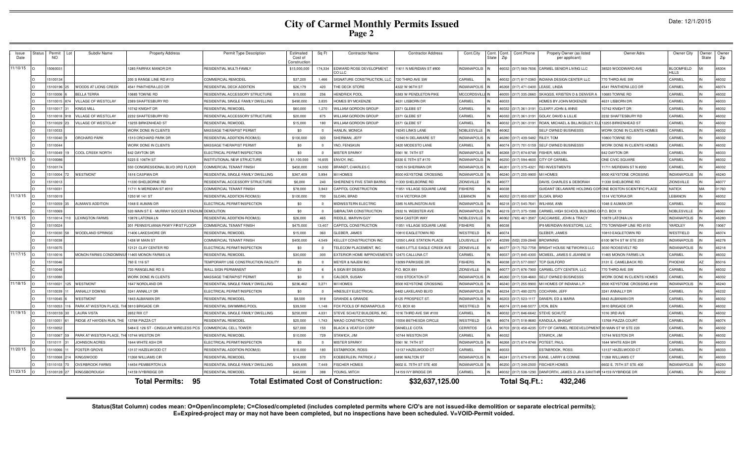# City of Carmel Monthly Permits Issued
## Page 2

Date: 12/1/2015

| Issue Date | Status | Permit NO | Lot | Subdiv Name | Property Address | Permit Type Description | Estimated Cost of Construction | Sq Ft | Contractor Name | Contractor Address | Cont.City | Cont. State | Cont. Zip | Cont.Phone | Propety Owner (as listed per applicant) | Owner Adrs | Owner City | Owner State | Owner Zip |
|---|---|---|---|---|---|---|---|---|---|---|---|---|---|---|---|---|---|---|---|
| 11/10/15 | O | 15060031 | | | 1285 FAIRFAX MANOR DR | RESIDENTIAL MULTI-FAMILY | $15,000,000 | 174,334 | EDWARD ROSE DEVELOPMENT CO LLC | 11611 N MERIDIAN ST #800 | INDIANAPOLIS | IN | 46032 | (317) 569-7656 | CARMEL SENIOR LIVING LLC | 38525 WOODWARD AVE | BLOOMFIELD HILLS | MI | 48304 |
| | O | 15100134 | | | 200 S RANGE LINE RD #113 | COMMERCIAL REMODEL | $37,205 | 1,466 | SIGNATURE CONSTRUCTION, LLC | 720 THIRD AVE SW | CARMEL | IN | 46032 | (317) 817-0360 | INDIANA DESIGN CENTER LLC | 770 THIRD AVE SW | CARMEL | IN | 46032 |
| | O | 15100196 | 25 | WOODS AT LIONS CREEK | 4541 PANTHERA LEO DR | RESIDENTIAL DECK ADDITION | $26,179 | 420 | THE DECK STORE | 4322 W 96TH ST | INDIANAPOLIS | IN | 46268 | (317) 471-0400 | LEASE, LINDA | 4541 PANTHERA LEO DR | CARMEL | IN | 46074 |
| | O | 15110006 | 6 | BELLA TERRA | 10685 TOWNE RD | RESIDENTIAL ACCESSORY STRUCTURE | $15,000 | 256 | HENDRICK POOL | 6383 W PENDLETON PIKE | MCCORDSVILLE | IN | 46055 | (317) 335-2660 | SKAGGS, KRISTEN D & DENVER A | 10685 TOWNE RD | CARMEL | IN | 46032 |
| | O | 15110015 | 874 | VILLAGE OF WESTCLAY | 2389 SHAFTESBURY RD | RESIDENTIAL SINGLE FAMILY DWELLING | $490,000 | 3,835 | HOMES BY MCKENZIE | 4631 LISBORN DR | CARMEL | IN | 46033 | | HOMES BY JOHN MCKENZIE | 4631 LISBORN DR. | CARMEL | IN | 46033 |
| | O | 15110017 | 31 | KINGS MILL | 10742 KNIGHT DR | RESIDENTIAL REMODEL | $60,000 | 1,270 | WILLIAM GORDON GROUP | 2371 GLEBE ST | CARMEL | IN | 46032 | (317) 361-3191 | CLEARY JOHN & ANNE | 10742 KNIGHT DR | CARMEL | IN | 46032 |
| | O | 15110018 | 918 | VILLAGE OF WESTCLAY | 2232 SHAFTESBURY RD | RESIDENTIAL ACCESSORY STRUCTURE | $20,000 | 675 | WILLIAM GORDON GROUP | 2371 GLEBE ST | CARMEL | IN | 46032 | (317) 361-3191 | GOLAY, DAVID & LILLIE | 2232 SHAFTESBURY RD | CARMEL | IN | 46032 |
| | O | 15110029 | 23 | VILLAGE OF WESTCLAY | 13255 BIRKENHEAD ST | RESIDENTIAL REMODEL | $15,000 | 180 | WILLIAM GORDON GROUP | 2371 GLEBE ST | CARMEL | IN | 46032 | (317) 361-3191 | ROAN, MICHAEL & BILLINGSLEY, ELI | 13255 BIRKENHEAD ST | CARMEL | IN | 46032 |
| | O | 15110033 | | | WORK DONE IN CLIENTS | MASSAGE THERAPIST PERMIT | $0 | 0 | HANLIN, MONICA | 19245 LINKS LANE | NOBLESVILLE | IN | 46062 | | SELF OWNED BUSINESSS | WORK DONE IN CLIENTS HOMES | CARMEL | IN | 46032 |
| | O | 15110040 | 9 | ORCHARD PARK | 1510 ORCHARD PARK DR | RESIDENTIAL ADDITION-ROOM(S) | $100,000 | 320 | SHERMAN, JEFF | 10340 N DELAWARE ST | INDIANAPOLIS | IN | 46280 | (317) 439-5482 | RILEY, TOM | 10800 TOWNE RD | CARMEL | IN | 46032 |
| | O | 15110044 | | | WORK DONE IN CLIENTS | MASSAGE THERAPIST PERMIT | $0 | 0 | YAO, FENGKUN | 3420 MODESTO LANE | CARMEL | IN | 46074 | (317) 701-5159 | SELF OWNED BUSINESSS | WORK DONE IN CLIENTS HOMES | CARMEL | IN | 46032 |
| | C | 15110049 | 19 | COOL CREEK NORTH | 642 DAYTON DR | ELECTRICAL PERMIT/INSPECTION | $0 | 0 | MISTER SPARKY | 5561 W. 74TH ST | INDIANAPOLIS | IN | 46268 | (317) 874-8748 | FISHER, MELVIN | 642 DAYTON DR | CARMEL | IN | 46033 |
| 11/12/15 | O | 15100086 | | | 5225 E 106TH ST | INSTITUTIONAL NEW STRUCTURE | $1,100,000 | 16,655 | ENVOY, INC. | 6330 E 75TH ST #170 | INDIANAPOLIS | IN | 46250 | (317) 594-4600 | CITY OF CARMEL | ONE CIVIC SQUARE | CARMEL | IN | 46032 |
| | O | 15100174 | | | 550 CONGRESSIONAL BLVD 3RD FLOOR | COMMERCIAL TENANT FINISH | $450,000 | 14,000 | BRANDT, CHARLES C | 1505 N SHERMAN DR | INDIANAPOLIS | IN | 46201 | (317) 375-4321 | REI INVESTMENTS | 11711 MERIDIAN ST N #200 | CARMEL | IN | 46032 |
| | O | 15110004 | 72 | WESTMONT | 1616 CASPIAN DR | RESIDENTIAL SINGLE FAMILY DWELLING | $367,409 | 5,894 | M/I HOMES | 8500 KEYSTONE CROSSING | INDIANAPOLIS | IN | 46240 | (317) 255-9900 | M/I HOMES | 8500 KEYSTONE CROSSING | INDIANAPOLIS | IN | 46240 |
| | O | 15110013 | | | 11330 SHELBORNE RD | RESIDENTIAL ACCESSORY STRUCTURE | $6,000 | 240 | SHERENE'S FIVE STAR BARNS | 11330 SHELBORNE RD | ZIONSVILLE | IN | 46077 | | DAVIS, CHARLES & DEBORAH | 11330 SHELBORNE RD | ZIONSVILLE | IN | 46077 |
| | O | 15110031 | | | 11711 N MERIDIAN ST #310 | COMMERCIAL TENANT FINISH | $78,000 | 3,943 | CAPITOL CONSTRUCTION | 11051 VILLAGE SQUARE LANE | FISHERS | IN | 46038 | | GUIDANT DELAWARE HOLDING COR | ONE BOSTON SCIENTIFIC PLACE | NATICK | MA | 01760 |
| 11/13/15 | O | 15110019 | | | 1250 W 141 ST | RESIDENTIAL ADDITION-ROOM(S) | $100,000 | 700 | SLOAN, BRAD | 1514 VICTORIA DR | LEBANON | IN | 46052 | (317) 850-0097 | SLOAN, BRAD | 1514 VICTORIA DR | LEBANON | IN | 46052 |
| | O | 15110059 | 35 | AUMAN'S ADDITION | 1048 E AUMAN DR | ELECTRICAL PERMIT/INSPECTION | $0 | 0 | MIDWESTERN ELECTRIC | 3385 N ARLINGTON AVE | INDIANAPOLIS | IN | 46218 | (317) 545-7641 | WILHAM, ANN | 1048 E AUMAN DR | CARMEL | IN | 46032 |
| | C | 15110069 | | | 520 MAIN ST E - MURRAY SOCCER STADIUM | DEMOLITION | $0 | 0 | GIBRALTAR CONSTRUCTION | 2932 N. WEBSTER AVE | INDIANAPOLIS | IN | 46219 | (317) 375-1588 | CARMEL HIGH SCHOOL BUILDING C | P.O. BOX 10 | NOBLESVILLE | IN | 46061 |
| 11/16/15 | O | 15110014 | 110 | LEXINGTON FARMS | 10878 LATONIA LN | RESIDENTIAL ADDITION-ROOM(S) | $26,000 | 465 | RIDDLE, MARVIN GUY | 5654 CASTOR WAY | NOBLESVILLE | IN | 46062 | (765) 461-3587 | CACCAMISE, JOHN & TRACY | 10878 LATONIA LN | INDIANAPOLIS | IN | 46280 |
| | O | 15110024 | | | 301 PENNSYLVANIA PKWY FIRST FLOOR | COMMERCIAL TENANT FINISH | $475,000 | 13,407 | CAPITOL CONSTRUCTION | 11051 VILLAGE SQUARE LANE | FISHERS | IN | 46038 | | IP9 MERIDIAN INVESTORS, LLC | 770 TOWNSHIP LINE RD #150 | YARDLEY | PA | 19067 |
| | O | 15110030 | 58 | WOODLAND SPRINGS | 11406 LAKESHORE DR | RESIDENTIAL REMODEL | $15,000 | 360 | GLEBER, JAMES | 10810 EAGLETOWN RD | WESTFIELD | IN | 46074 | | GLEBER, JAMES | 10810 EAGLETOWN RD | WESTFIELD | IN | 46074 |
| | O | 15110038 | | | 1438 W MAIN ST | COMMERCIAL TENANT FINISH | $400,000 | 4,549 | KELLEY CONSTRUCTION INC | 12550 LAKE STATION PLACE | LOUISVILLE | KY | 40299 | (502) 239-2848 | BROWNING | 6100 96TH ST W STE 250 | INDIANAPOLIS | IN | 46278 |
| | O | 15110075 | | | 12121 CLAY CENTER RD | ELECTRICAL PERMIT/INSPECTION | $0 | 0 | TELECOM PLACEMENT, INC | 15405 LITTLE EAGLE CREEK AVE | ZIONSVILLE | IN | 46077 | (317) 752-7758 | BRIGHT HOUSE NETWORKS LLC | 3030 ROOSEVELT RD | INDIANAPOLIS | IN | 46218 |
| 11/17/15 | O | 15110016 | | MONON FARMS CONDOMINIU | 11465 MONON FARMS LN | RESIDENTIAL REMODEL | $30,000 | 300 | EXTERIOR HOME IMPROVEMENTS | 12475 CALLUNA CT | CARMEL | IN | 46037 | (317) 845-4300 | MCMEEL, JAMES E JEANNE M | 11465 MONON FARMS LN | CARMEL | IN | 46032 |
| | O | 15110046 | | | 760 E 116 ST | TEMPORARY USE CONSTRUCTION FACILITY | $0 | 0 | MEYER & NAJEM INC | 13099 PARKSIDE DR | FISHERS | IN | 46038 | (317) 577-0007 | TCP GUILFORD | 3131 E. CAMELBACK RD. | PHOENIX | AZ | 85016 |
| | C | 15110048 | | | 720 RANGELINE RD S | WALL SIGN PERMANENT | $0 | 6 | A SIGN BY DESIGN | P.O. BOX 691 | ZIONSVILLE | IN | 46077 | (317) 876-7900 | CARMEL CITY CENTER, LLC | 770 THIRD AVE SW | CARMEL | IN | 46032 |
| | O | 15110080 | | | WORK DONE IN CLIENTS | MASSAGE THERAPIST PERMIT | $0 | 0 | CALDER, SUSAN | 1033 STOCKTON ST | INDIANAPOLIS | IN | 46260 | (317) 538-4660 | SELF OWNED BUSINESSS | WORK DONE IN CLIENTS HOMES | CARMEL | IN | 46032 |
| 11/18/15 | O | 15110021 | 125 | WESTMONT | 1647 NORDLAND DR | RESIDENTIAL SINGLE FAMILY DWELLING | $236,462 | 5,271 | M/I HOMES | 8500 KEYSTONE CROSSING | INDIANAPOLIS | IN | 46240 | (317) 255-9900 | M/I HOMES OF INDIANA L.P. | 8500 KEYSTONE CROSSING #190 | INDIANAPOLIS | IN | 46240 |
| | O | 15110039 | 11 | ANNALLY DOWNS | 3241 ANNALLY DR | ELECTRICAL PERMIT/INSPECTION | $0 | 0 | HINESLEY ELECTRICAL | 6482 LAKELAND BLVD | INDIANAPOLIS | IN | 46234 | (317) 490-2270 | COCHRAN, JEFF | 3241 ANNALLY DR | CARMEL | IN | 46232 |
| | O | 15110045 | 6 | WESTMONT | 1843 ALBANIAN DR | RESIDENTIAL REMODEL | $8,500 | 918 | GRANDE & GRANDE | 6125 PROSPECT ST. | INDIANAPOLIS | IN | 46203 | (317) 523-1117 | DANERI, ED & MARIA | 6843 ALBANIAN DR | CARMEL | IN | 46032 |
| | O | 15110053 | 116 | PARK AT WESTON PLACE, TH | 3810 BRIGADE CIR | RESIDENTIAL SWIMMING POOL | $39,500 | 1,148 | FOX POOLS OF INDIANAPOLIS | P.O. BOX 60 | WESTFIELD | IN | 46074 | (317) 848-5077 | LYON, BEN | 3810 BRIGADE CIR | CARMEL | IN | 46032 |
| 11/19/15 | O | 15100159 | 30 | LAURA VISTA | 2652 RIX CT | RESIDENTIAL SINGLE FAMILY DWELLING | $250,000 | 4,031 | STEVE SCHUTZ BUILDERS, INC | 1016 THIRD AVE SW #100 | CARMEL | IN | 46032 | (317) 846-6642 | STEVE SCHUTZ | 1016 3RD AVE | CARMEL | IN | 46032 |
| | O | 15110051 | 61 | RIDGE AT HAYDEN RUN, THE | 13768 PIAZZA CT | RESIDENTIAL REMODEL | $25,000 | 1,743 | NIKAO CONSTRUCTION | 15556 BETHESDA CIRCLE | WESTFIELD | IN | 46074 | (317) 518-8680 | KANDULA, BHAGAT | 13768 PIAZZA COURT | CARMEL | IN | 46074 |
| | O | 15110052 | | | 5484 E 126 ST - CINGULAR WIRELESS PCS | COMMERCIAL CELL TOWER | $27,000 | 150 | BLACK & VEATCH CORP | DANIELLE COTA | CERRITOS | CA | 90703 | (913) 458-4235 | CITY OF CARMEL REDEVELOPMENT | 30 MAIN ST W STE 220 | CARMEL | IN | 46032 |
| | O | 15110067 | 59 | PARK AT WESTON PLACE, TH | 10744 WESTON DR | RESIDENTIAL REMODEL | $10,000 | 729 | STAWICK, JIM | 10744 WESTON DR | CARMEL | IN | 46032 | | STAWICK, JIM | 10744 WESTON DR | CARMEL | IN | 46032 |
| | O | 15110111 | 31 | JOHNSON ACRES | 1644 WHITE ASH DR | ELECTRICAL PERMIT/INSPECTION | $0 | 0 | MISTER SPARKY | 5561 W. 74TH ST | INDIANAPOLIS | IN | 46268 | (317) 874-8748 | POTEET, PAUL | 1644 WHITE ASH DR | CARMEL | IN | 46033 |
| 11/20/15 | O | 15110066 | 11 | FOSTER GROVE | 13137 HAZELWOOD CT | RESIDENTIAL ADDITION-ROOM(S) | $10,000 | 180 | ESTABROOK, ROSS | 13137 HAZELWOOD CT | CARMEL | IN | 46033 | | ESTABROOK, ROSS | 13137 HAZELWOOD CT | CARMEL | IN | 46033 |
| | O | 15110068 | 214 | KINGSWOOD | 11268 WILLIAMS CIR | RESIDENTIAL REMODEL | $14,000 | 570 | KOEBERLEIN, PATRICK J | 6890 WALTON ST | INDIANAPOLIS | IN | 46241 | (317) 679-8195 | KANE, LARRY & CONNIE | 11268 WILLIAMS CT | CARMEL | IN | 46033 |
| | O | 15110103 | 70 | OVERBROOK FARMS | 14454 PEMBERTON LN | RESIDENTIAL SINGLE FAMILY DWELLING | $409,695 | 7,449 | FISCHER HOMES | 6602 E. 75TH ST STE 400 | INDIANAPOLIS | IN | 46250 | (317) 348-2500 | FISCHER HOMES | 6602 E. 75TH ST STE 400 | INDIANAPOLIS | IN | 46250 |
| 11/23/15 | O | 15100128 | 27 | KINGSBOROUGH | 14159 IVYBRIDGE DR | RESIDENTIAL REMODEL | $40,000 | 388 | YOUNG, MITCH | 14159 IVY BRIDGE DR | CARMEL | IN | 46032 | (317) 538-1290 | DANFORTH, JAMES D JR & SAVITHR | 14159 IVYBRIDGE DR | CARMEL | IN | 46032 |

**Total Permits: 95** **Total Estimated Cost of Construction: $32,637,125.00** **Total Sq.Ft.: 432,246**

**Status(Stat Column) codes mean: O=Open/incomplete; C=Closed/completed (includes completed permits where C/O's are not issued-like demolition or separate electrical permits); E=Expired-project may or may not have been completed, but no inspections have been scheduled. V=VOID-Permit voided.**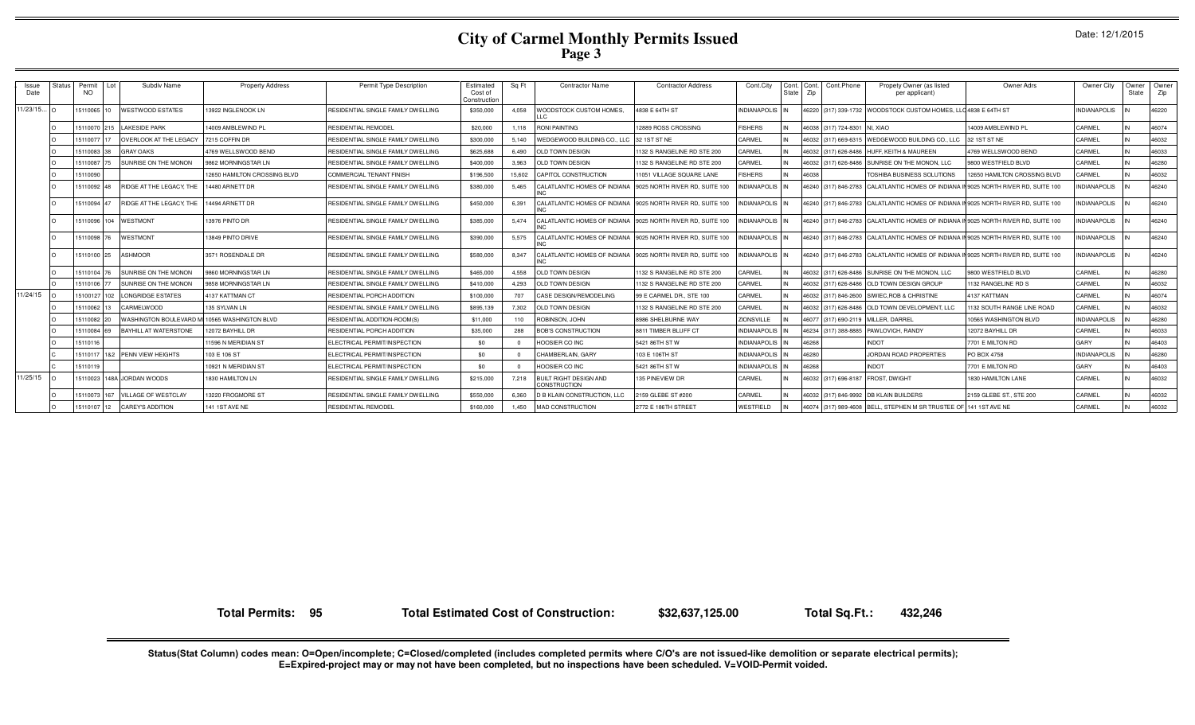# City of Carmel Monthly Permits Issued

Page 3

Date: 12/1/2015

| Issue Date | Status | Permit NO | Lot | Subdiv Name | Property Address | Permit Type Description | Estimated Cost of Construction | Sq Ft | Contractor Name | Contractor Address | Cont.City | Cont. State | Cont. Zip | Cont.Phone | Propety Owner (as listed per applicant) | Owner Adrs | Owner City | Owner State | Owner Zip |
|---|---|---|---|---|---|---|---|---|---|---|---|---|---|---|---|---|---|---|---|
| 11/23/15... | O | 15110065 | 10 | WESTWOOD ESTATES | 13922 INGLENOOK LN | RESIDENTIAL SINGLE FAMILY DWELLING | $350,000 | 4,058 | WOODSTOCK CUSTOM HOMES, LLC | 4838 E 64TH ST | INDIANAPOLIS | IN | 46220 | (317) 339-1732 | WOODSTOCK CUSTOM HOMES, LLC | 4838 E 64TH ST | INDIANAPOLIS | IN | 46220 |
| | O | 15110070 | 215 | LAKESIDE PARK | 14009 AMBLEWIND PL | RESIDENTIAL REMODEL | $20,000 | 1,118 | RONI PAINTING | 12889 ROSS CROSSING | FISHERS | IN | 46038 | (317) 724-8301 | NI, XIAO | 14009 AMBLEWIND PL | CARMEL | IN | 46074 |
| | O | 15110077 | 17 | OVERLOOK AT THE LEGACY | 7215 COFFIN DR | RESIDENTIAL SINGLE FAMILY DWELLING | $300,000 | 5,140 | WEDGEWOOD BUILDING CO., LLC | 32 1ST ST NE | CARMEL | IN | 46032 | (317) 669-6315 | WEDGEWOOD BUILDING CO., LLC | 32 1ST ST NE | CARMEL | IN | 46032 |
| | O | 15110083 | 38 | GRAY OAKS | 4769 WELLSWOOD BEND | RESIDENTIAL SINGLE FAMILY DWELLING | $625,688 | 6,490 | OLD TOWN DESIGN | 1132 S RANGELINE RD STE 200 | CARMEL | IN | 46032 | (317) 626-8486 | HUFF, KEITH & MAUREEN | 4769 WELLSWOOD BEND | CARMEL | IN | 46033 |
| | O | 15110087 | 75 | SUNRISE ON THE MONON | 9862 MORNINGSTAR LN | RESIDENTIAL SINGLE FAMILY DWELLING | $400,000 | 3,963 | OLD TOWN DESIGN | 1132 S RANGELINE RD STE 200 | CARMEL | IN | 46032 | (317) 626-8486 | SUNRISE ON THE MONON, LLC | 9800 WESTFIELD BLVD | CARMEL | IN | 46280 |
| | O | 15110090 | | | 12650 HAMILTON CROSSING BLVD | COMMERCIAL TENANT FINISH | $196,500 | 15,602 | CAPITOL CONSTRUCTION | 11051 VILLAGE SQUARE LANE | FISHERS | IN | 46038 | | TOSHIBA BUSINESS SOLUTIONS | 12650 HAMILTON CROSSING BLVD | CARMEL | IN | 46032 |
| | O | 15110092 | 48 | RIDGE AT THE LEGACY, THE | 14480 ARNETT DR | RESIDENTIAL SINGLE FAMILY DWELLING | $380,000 | 5,465 | CALATLANTIC HOMES OF INDIANA INC | 9025 NORTH RIVER RD, SUITE 100 | INDIANAPOLIS | IN | 46240 | (317) 846-2783 | CALATLANTIC HOMES OF INDIANA IN | 9025 NORTH RIVER RD, SUITE 100 | INDIANAPOLIS | IN | 46240 |
| | O | 15110094 | 47 | RIDGE AT THE LEGACY, THE | 14494 ARNETT DR | RESIDENTIAL SINGLE FAMILY DWELLING | $450,000 | 6,391 | CALATLANTIC HOMES OF INDIANA INC | 9025 NORTH RIVER RD, SUITE 100 | INDIANAPOLIS | IN | 46240 | (317) 846-2783 | CALATLANTIC HOMES OF INDIANA IN | 9025 NORTH RIVER RD, SUITE 100 | INDIANAPOLIS | IN | 46240 |
| | O | 15110096 | 104 | WESTMONT | 13976 PINTO DR | RESIDENTIAL SINGLE FAMILY DWELLING | $385,000 | 5,474 | CALATLANTIC HOMES OF INDIANA INC | 9025 NORTH RIVER RD, SUITE 100 | INDIANAPOLIS | IN | 46240 | (317) 846-2783 | CALATLANTIC HOMES OF INDIANA IN | 9025 NORTH RIVER RD, SUITE 100 | INDIANAPOLIS | IN | 46240 |
| | O | 15110098 | 76 | WESTMONT | 13849 PINTO DRIVE | RESIDENTIAL SINGLE FAMILY DWELLING | $390,000 | 5,575 | CALATLANTIC HOMES OF INDIANA INC | 9025 NORTH RIVER RD, SUITE 100 | INDIANAPOLIS | IN | 46240 | (317) 846-2783 | CALATLANTIC HOMES OF INDIANA IN | 9025 NORTH RIVER RD, SUITE 100 | INDIANAPOLIS | IN | 46240 |
| | O | 15110100 | 25 | ASHMOOR | 3571 ROSENDALE DR | RESIDENTIAL SINGLE FAMILY DWELLING | $580,000 | 8,347 | CALATLANTIC HOMES OF INDIANA INC | 9025 NORTH RIVER RD, SUITE 100 | INDIANAPOLIS | IN | 46240 | (317) 846-2783 | CALATLANTIC HOMES OF INDIANA IN | 9025 NORTH RIVER RD, SUITE 100 | INDIANAPOLIS | IN | 46240 |
| | O | 15110104 | 76 | SUNRISE ON THE MONON | 9860 MORNINGSTAR LN | RESIDENTIAL SINGLE FAMILY DWELLING | $465,000 | 4,558 | OLD TOWN DESIGN | 1132 S RANGELINE RD STE 200 | CARMEL | IN | 46032 | (317) 626-8486 | SUNRISE ON THE MONON, LLC | 9800 WESTFIELD BLVD | CARMEL | IN | 46280 |
| | O | 15110106 | 77 | SUNRISE ON THE MONON | 9858 MORNINGSTAR LN | RESIDENTIAL SINGLE FAMILY DWELLING | $410,000 | 4,293 | OLD TOWN DESIGN | 1132 S RANGELINE RD STE 200 | CARMEL | IN | 46032 | (317) 626-8486 | OLD TOWN DESIGN GROUP | 1132 RANGELINE RD S | CARMEL | IN | 46032 |
| 11/24/15 | O | 15100127 | 102 | LONGRIDGE ESTATES | 4137 KATTMAN CT | RESIDENTIAL PORCH ADDITION | $100,000 | 707 | CASE DESIGN/REMODELING | 99 E CARMEL DR., STE 100 | CARMEL | IN | 46032 | (317) 846-2600 | SIWIEC,ROB & CHRISTINE | 4137 KATTMAN | CARMEL | IN | 46074 |
| | O | 15110062 | 13 | CARMELWOOD | 135 SYLVAN LN | RESIDENTIAL SINGLE FAMILY DWELLING | $895,139 | 7,302 | OLD TOWN DESIGN | 1132 S RANGELINE RD STE 200 | CARMEL | IN | 46032 | (317) 626-8486 | OLD TOWN DEVELOPMENT, LLC | 1132 SOUTH RANGE LINE ROAD | CARMEL | IN | 46032 |
| | O | 15110082 | 20 | WASHINGTON BOULEVARD M | 10565 WASHINGTON BLVD | RESIDENTIAL ADDITION-ROOM(S) | $11,000 | 110 | ROBINSON, JOHN | 8986 SHELBURNE WAY | ZIONSVILLE | IN | 46077 | (317) 690-2119 | MILLER, DARREL | 10565 WASHINGTON BLVD | INDIANAPOLIS | IN | 46280 |
| | O | 15110084 | 69 | BAYHILL AT WATERSTONE | 12072 BAYHILL DR | RESIDENTIAL PORCH ADDITION | $35,000 | 288 | BOB'S CONSTRUCTION | 8811 TIMBER BLUFF CT | INDIANAPOLIS | IN | 46234 | (317) 388-8885 | PAWLOVICH, RANDY | 12072 BAYHILL DR | CARMEL | IN | 46033 |
| | O | 15110116 | | | 11596 N MERIDIAN ST | ELECTRICAL PERMIT/INSPECTION | $0 | 0 | HOOSIER CO INC | 5421 86TH ST W | INDIANAPOLIS | IN | 46268 | | INDOT | 7701 E MILTON RD | GARY | IN | 46403 |
| | C | 15110117 | 1&2 | PENN VIEW HEIGHTS | 103 E 106 ST | ELECTRICAL PERMIT/INSPECTION | $0 | 0 | CHAMBERLAIN, GARY | 103 E 106TH ST | INDIANAPOLIS | IN | 46280 | | JORDAN ROAD PROPERTIES | PO BOX 4758 | INDIANAPOLIS | IN | 46280 |
| | C | 15110119 | | | 10921 N MERIDIAN ST | ELECTRICAL PERMIT/INSPECTION | $0 | 0 | HOOSIER CO INC | 5421 86TH ST W | INDIANAPOLIS | IN | 46268 | | INDOT | 7701 E MILTON RD | GARY | IN | 46403 |
| 11/25/15 | O | 15110023 | 148A | JORDAN WOODS | 1830 HAMILTON LN | RESIDENTIAL SINGLE FAMILY DWELLING | $215,000 | 7,218 | BUILT RIGHT DESIGN AND CONSTRUCTION | 135 PINEVIEW DR | CARMEL | IN | 46032 | (317) 696-8187 | FROST, DWIGHT | 1830 HAMILTON LANE | CARMEL | IN | 46032 |
| | O | 15110073 | 167 | VILLAGE OF WESTCLAY | 13220 FROGMORE ST | RESIDENTIAL SINGLE FAMILY DWELLING | $550,000 | 6,360 | D B KLAIN CONSTRUCTION, LLC | 2159 GLEBE ST #200 | CARMEL | IN | 46032 | (317) 846-9992 | DB KLAIN BUILDERS | 2159 GLEBE ST., STE 200 | CARMEL | IN | 46032 |
| | O | 15110107 | 12 | CAREY'S ADDITION | 141 1ST AVE NE | RESIDENTIAL REMODEL | $160,000 | 1,450 | MAD CONSTRUCTION | 2772 E 186TH STREET | WESTFIELD | IN | 46074 | (317) 989-4608 | BELL, STEPHEN M SR TRUSTEE OF | 141 1ST AVE NE | CARMEL | IN | 46032 |

**Total Permits: 95** **Total Estimated Cost of Construction: $32,637,125.00** **Total Sq.Ft.: 432,246**

**Status(Stat Column) codes mean: O=Open/incomplete; C=Closed/completed (includes completed permits where C/O's are not issued-like demolition or separate electrical permits); E=Expired-project may or may not have been completed, but no inspections have been scheduled. V=VOID-Permit voided.**